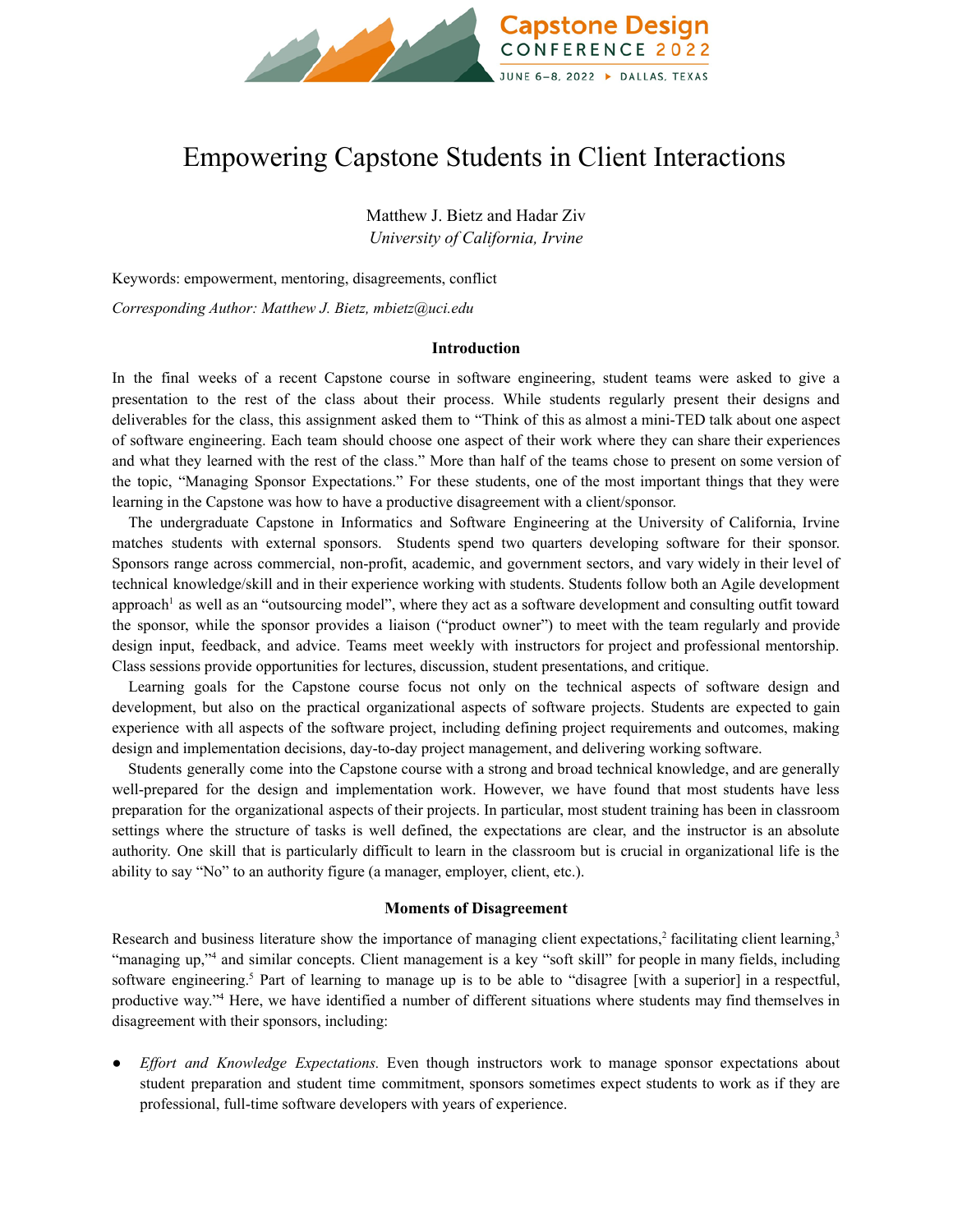# Empowering Capstone Students in Client Interactions

Matthew J. Bietz and Hadar Ziv
*University of California, Irvine*

Keywords: empowerment, mentoring, disagreements, conflict

*Corresponding Author: Matthew J. Bietz, mbietz@uci.edu*

## Introduction

In the final weeks of a recent Capstone course in software engineering, student teams were asked to give a presentation to the rest of the class about their process. While students regularly present their designs and deliverables for the class, this assignment asked them to "Think of this as almost a mini-TED talk about one aspect of software engineering. Each team should choose one aspect of their work where they can share their experiences and what they learned with the rest of the class." More than half of the teams chose to present on some version of the topic, "Managing Sponsor Expectations." For these students, one of the most important things that they were learning in the Capstone was how to have a productive disagreement with a client/sponsor.

The undergraduate Capstone in Informatics and Software Engineering at the University of California, Irvine matches students with external sponsors. Students spend two quarters developing software for their sponsor. Sponsors range across commercial, non-profit, academic, and government sectors, and vary widely in their level of technical knowledge/skill and in their experience working with students. Students follow both an Agile development approach[1] as well as an "outsourcing model", where they act as a software development and consulting outfit toward the sponsor, while the sponsor provides a liaison ("product owner") to meet with the team regularly and provide design input, feedback, and advice. Teams meet weekly with instructors for project and professional mentorship. Class sessions provide opportunities for lectures, discussion, student presentations, and critique.

Learning goals for the Capstone course focus not only on the technical aspects of software design and development, but also on the practical organizational aspects of software projects. Students are expected to gain experience with all aspects of the software project, including defining project requirements and outcomes, making design and implementation decisions, day-to-day project management, and delivering working software.

Students generally come into the Capstone course with a strong and broad technical knowledge, and are generally well-prepared for the design and implementation work. However, we have found that most students have less preparation for the organizational aspects of their projects. In particular, most student training has been in classroom settings where the structure of tasks is well defined, the expectations are clear, and the instructor is an absolute authority. One skill that is particularly difficult to learn in the classroom but is crucial in organizational life is the ability to say "No" to an authority figure (a manager, employer, client, etc.).

## Moments of Disagreement

Research and business literature show the importance of managing client expectations,[2] facilitating client learning,[3] "managing up,"[4] and similar concepts. Client management is a key "soft skill" for people in many fields, including software engineering.[5] Part of learning to manage up is to be able to "disagree [with a superior] in a respectful, productive way."[4] Here, we have identified a number of different situations where students may find themselves in disagreement with their sponsors, including:

- *Effort and Knowledge Expectations.* Even though instructors work to manage sponsor expectations about student preparation and student time commitment, sponsors sometimes expect students to work as if they are professional, full-time software developers with years of experience.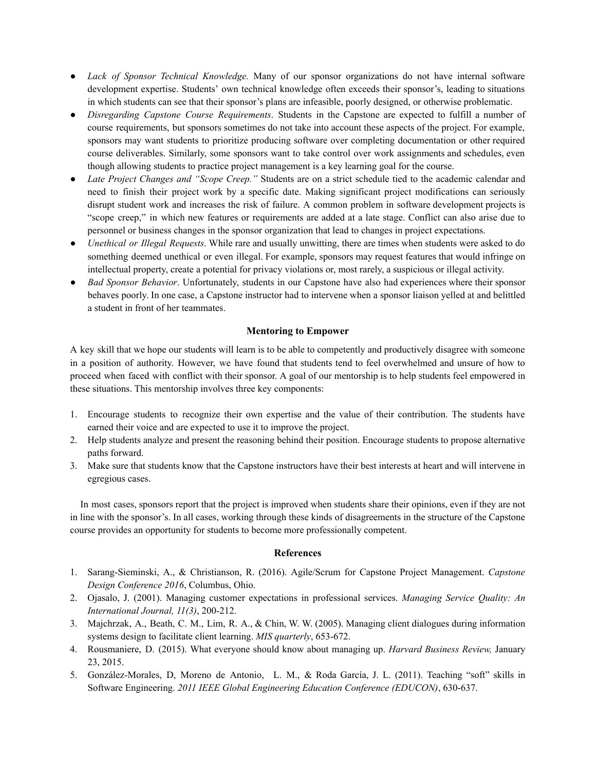- *Lack of Sponsor Technical Knowledge.* Many of our sponsor organizations do not have internal software development expertise. Students' own technical knowledge often exceeds their sponsor's, leading to situations in which students can see that their sponsor's plans are infeasible, poorly designed, or otherwise problematic.
- *Disregarding Capstone Course Requirements*. Students in the Capstone are expected to fulfill a number of course requirements, but sponsors sometimes do not take into account these aspects of the project. For example, sponsors may want students to prioritize producing software over completing documentation or other required course deliverables. Similarly, some sponsors want to take control over work assignments and schedules, even though allowing students to practice project management is a key learning goal for the course.
- *Late Project Changes and "Scope Creep."* Students are on a strict schedule tied to the academic calendar and need to finish their project work by a specific date. Making significant project modifications can seriously disrupt student work and increases the risk of failure. A common problem in software development projects is "scope creep," in which new features or requirements are added at a late stage. Conflict can also arise due to personnel or business changes in the sponsor organization that lead to changes in project expectations.
- *Unethical or Illegal Requests*. While rare and usually unwitting, there are times when students were asked to do something deemed unethical or even illegal. For example, sponsors may request features that would infringe on intellectual property, create a potential for privacy violations or, most rarely, a suspicious or illegal activity.
- *Bad Sponsor Behavior*. Unfortunately, students in our Capstone have also had experiences where their sponsor behaves poorly. In one case, a Capstone instructor had to intervene when a sponsor liaison yelled at and belittled a student in front of her teammates.

## Mentoring to Empower

A key skill that we hope our students will learn is to be able to competently and productively disagree with someone in a position of authority. However, we have found that students tend to feel overwhelmed and unsure of how to proceed when faced with conflict with their sponsor. A goal of our mentorship is to help students feel empowered in these situations. This mentorship involves three key components:

1. Encourage students to recognize their own expertise and the value of their contribution. The students have earned their voice and are expected to use it to improve the project.
2. Help students analyze and present the reasoning behind their position. Encourage students to propose alternative paths forward.
3. Make sure that students know that the Capstone instructors have their best interests at heart and will intervene in egregious cases.

In most cases, sponsors report that the project is improved when students share their opinions, even if they are not in line with the sponsor's. In all cases, working through these kinds of disagreements in the structure of the Capstone course provides an opportunity for students to become more professionally competent.

## References

1. Sarang-Sieminski, A., & Christianson, R. (2016). Agile/Scrum for Capstone Project Management. *Capstone Design Conference 2016*, Columbus, Ohio.
2. Ojasalo, J. (2001). Managing customer expectations in professional services. *Managing Service Quality: An International Journal, 11(3)*, 200-212.
3. Majchrzak, A., Beath, C. M., Lim, R. A., & Chin, W. W. (2005). Managing client dialogues during information systems design to facilitate client learning. *MIS quarterly*, 653-672.
4. Rousmaniere, D. (2015). What everyone should know about managing up. *Harvard Business Review,* January 23, 2015.
5. González-Morales, D, Moreno de Antonio, L. M., & Roda García, J. L. (2011). Teaching "soft" skills in Software Engineering. *2011 IEEE Global Engineering Education Conference (EDUCON)*, 630-637.